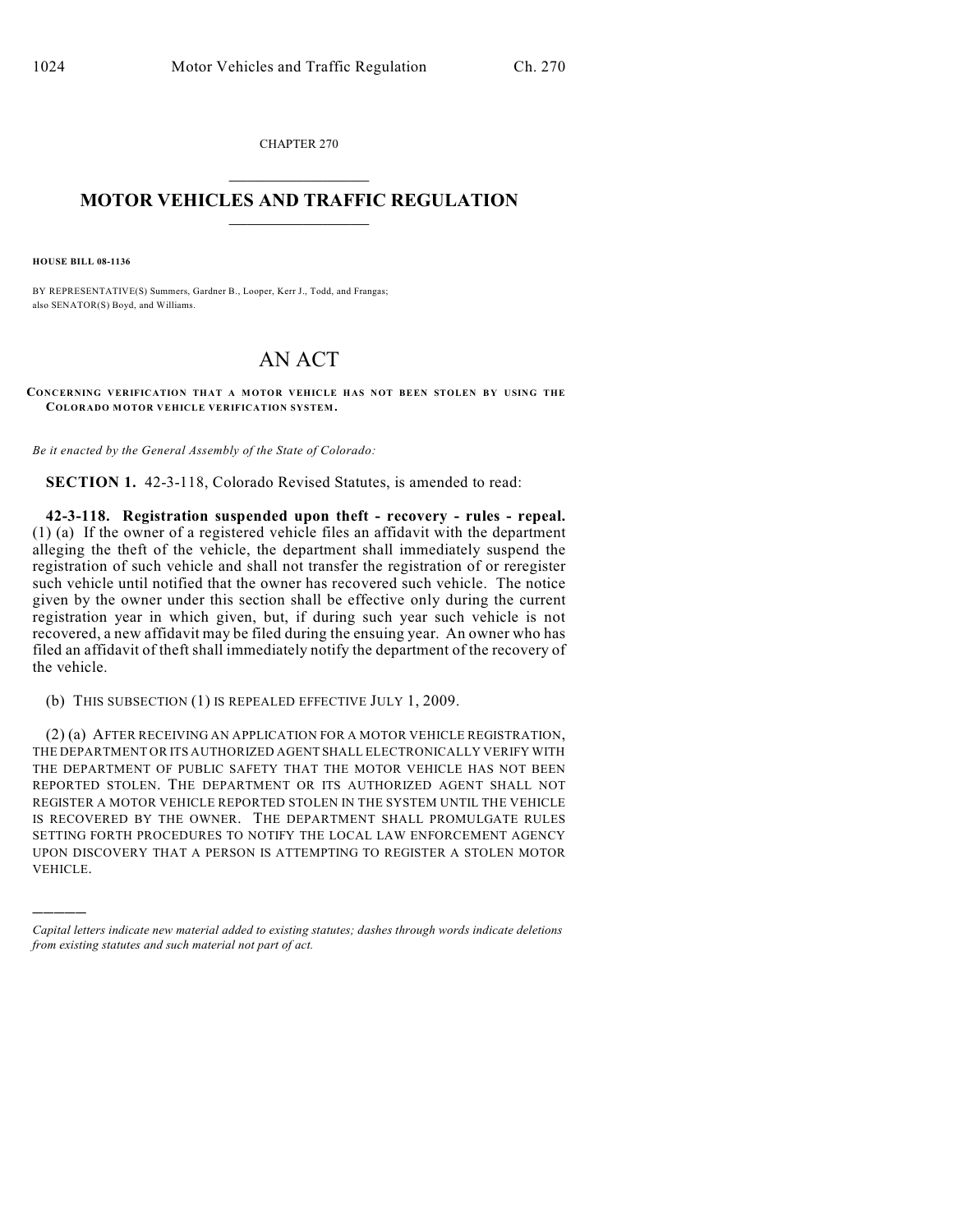CHAPTER 270

# MOTOR VEHICLES AND TRAFFIC REGULATION

**HOUSE BILL 08-1136**

BY REPRESENTATIVE(S) Summers, Gardner B., Looper, Kerr J., Todd, and Frangas;
also SENATOR(S) Boyd, and Williams.

# AN ACT

**CONCERNING VERIFICATION THAT A MOTOR VEHICLE HAS NOT BEEN STOLEN BY USING THE COLORADO MOTOR VEHICLE VERIFICATION SYSTEM.**

*Be it enacted by the General Assembly of the State of Colorado:*

**SECTION 1.** 42-3-118, Colorado Revised Statutes, is amended to read:

**42-3-118. Registration suspended upon theft - recovery - rules - repeal.** (1) (a) If the owner of a registered vehicle files an affidavit with the department alleging the theft of the vehicle, the department shall immediately suspend the registration of such vehicle and shall not transfer the registration of or reregister such vehicle until notified that the owner has recovered such vehicle. The notice given by the owner under this section shall be effective only during the current registration year in which given, but, if during such year such vehicle is not recovered, a new affidavit may be filed during the ensuing year. An owner who has filed an affidavit of theft shall immediately notify the department of the recovery of the vehicle.

(b) THIS SUBSECTION (1) IS REPEALED EFFECTIVE JULY 1, 2009.

(2) (a) AFTER RECEIVING AN APPLICATION FOR A MOTOR VEHICLE REGISTRATION, THE DEPARTMENT OR ITS AUTHORIZED AGENT SHALL ELECTRONICALLY VERIFY WITH THE DEPARTMENT OF PUBLIC SAFETY THAT THE MOTOR VEHICLE HAS NOT BEEN REPORTED STOLEN. THE DEPARTMENT OR ITS AUTHORIZED AGENT SHALL NOT REGISTER A MOTOR VEHICLE REPORTED STOLEN IN THE SYSTEM UNTIL THE VEHICLE IS RECOVERED BY THE OWNER. THE DEPARTMENT SHALL PROMULGATE RULES SETTING FORTH PROCEDURES TO NOTIFY THE LOCAL LAW ENFORCEMENT AGENCY UPON DISCOVERY THAT A PERSON IS ATTEMPTING TO REGISTER A STOLEN MOTOR VEHICLE.

---

*Capital letters indicate new material added to existing statutes; dashes through words indicate deletions from existing statutes and such material not part of act.*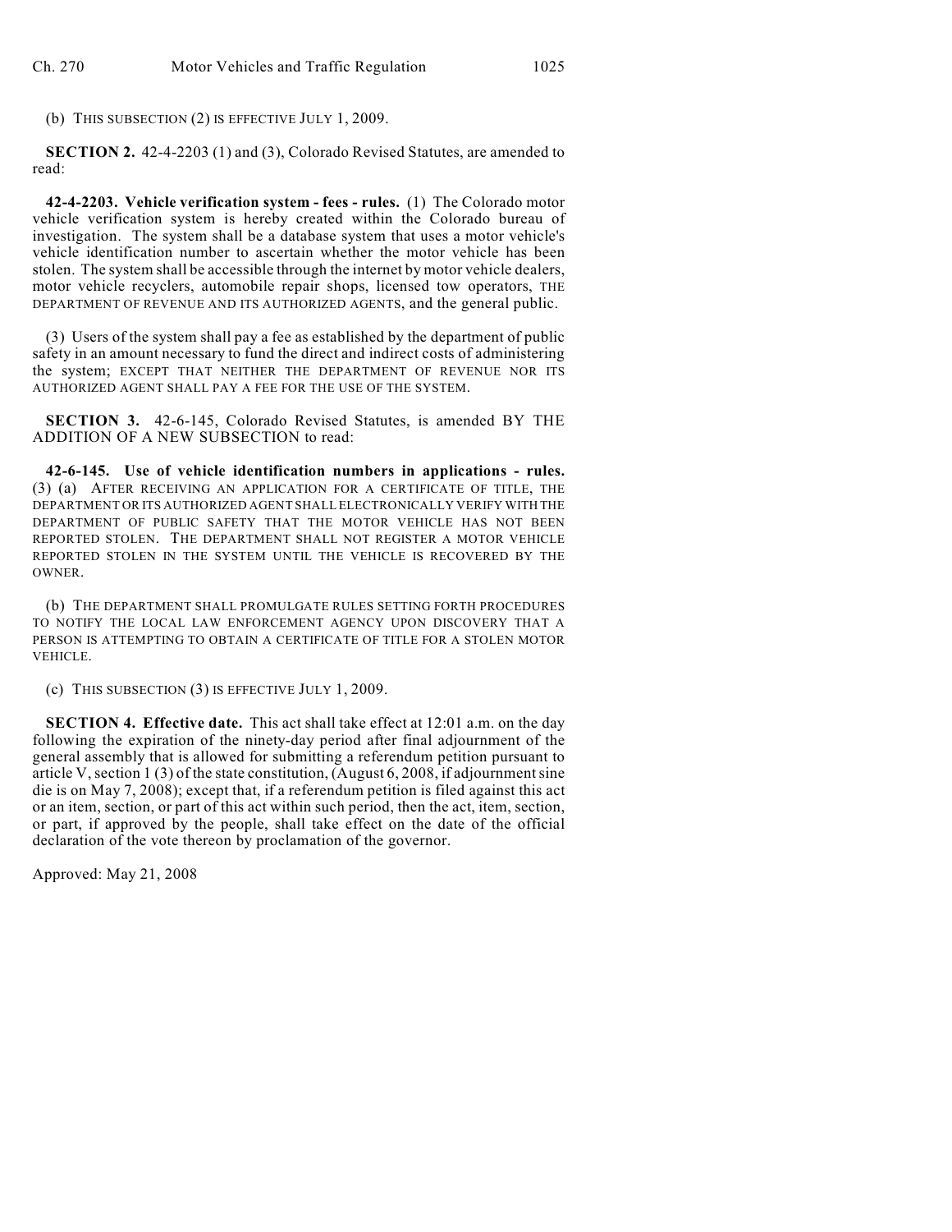(b) THIS SUBSECTION (2) IS EFFECTIVE JULY 1, 2009.

**SECTION 2.** 42-4-2203 (1) and (3), Colorado Revised Statutes, are amended to read:

**42-4-2203. Vehicle verification system - fees - rules.** (1) The Colorado motor vehicle verification system is hereby created within the Colorado bureau of investigation. The system shall be a database system that uses a motor vehicle's vehicle identification number to ascertain whether the motor vehicle has been stolen. The system shall be accessible through the internet by motor vehicle dealers, motor vehicle recyclers, automobile repair shops, licensed tow operators, THE DEPARTMENT OF REVENUE AND ITS AUTHORIZED AGENTS, and the general public.

(3) Users of the system shall pay a fee as established by the department of public safety in an amount necessary to fund the direct and indirect costs of administering the system; EXCEPT THAT NEITHER THE DEPARTMENT OF REVENUE NOR ITS AUTHORIZED AGENT SHALL PAY A FEE FOR THE USE OF THE SYSTEM.

**SECTION 3.** 42-6-145, Colorado Revised Statutes, is amended BY THE ADDITION OF A NEW SUBSECTION to read:

**42-6-145. Use of vehicle identification numbers in applications - rules.** (3) (a) AFTER RECEIVING AN APPLICATION FOR A CERTIFICATE OF TITLE, THE DEPARTMENT OR ITS AUTHORIZED AGENT SHALL ELECTRONICALLY VERIFY WITH THE DEPARTMENT OF PUBLIC SAFETY THAT THE MOTOR VEHICLE HAS NOT BEEN REPORTED STOLEN. THE DEPARTMENT SHALL NOT REGISTER A MOTOR VEHICLE REPORTED STOLEN IN THE SYSTEM UNTIL THE VEHICLE IS RECOVERED BY THE OWNER.

(b) THE DEPARTMENT SHALL PROMULGATE RULES SETTING FORTH PROCEDURES TO NOTIFY THE LOCAL LAW ENFORCEMENT AGENCY UPON DISCOVERY THAT A PERSON IS ATTEMPTING TO OBTAIN A CERTIFICATE OF TITLE FOR A STOLEN MOTOR VEHICLE.

(c) THIS SUBSECTION (3) IS EFFECTIVE JULY 1, 2009.

**SECTION 4. Effective date.** This act shall take effect at 12:01 a.m. on the day following the expiration of the ninety-day period after final adjournment of the general assembly that is allowed for submitting a referendum petition pursuant to article V, section 1 (3) of the state constitution, (August 6, 2008, if adjournment sine die is on May 7, 2008); except that, if a referendum petition is filed against this act or an item, section, or part of this act within such period, then the act, item, section, or part, if approved by the people, shall take effect on the date of the official declaration of the vote thereon by proclamation of the governor.

Approved: May 21, 2008